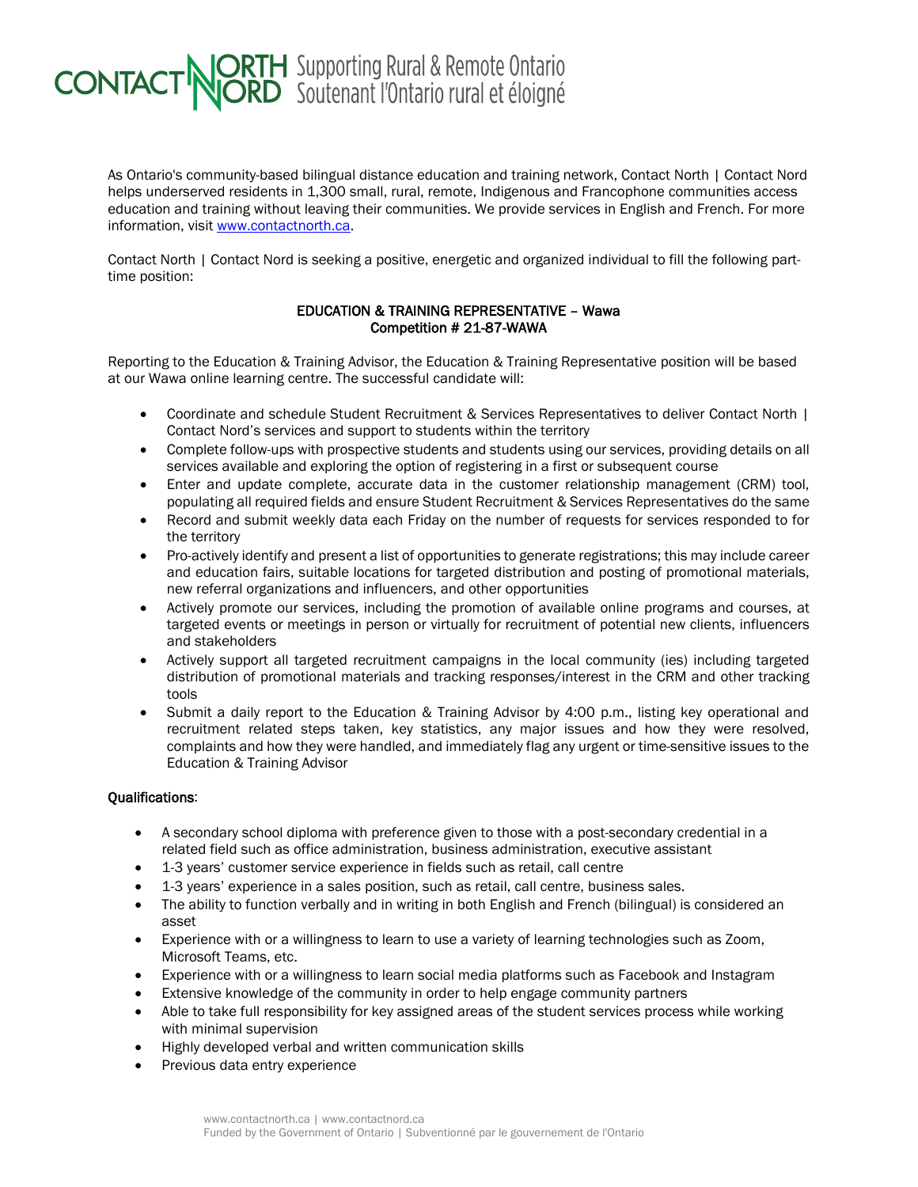CONTACT NORTH | NORD Supporting Rural & Remote Ontario
Soutenant l'Ontario rural et éloigné

As Ontario's community-based bilingual distance education and training network, Contact North | Contact Nord helps underserved residents in 1,300 small, rural, remote, Indigenous and Francophone communities access education and training without leaving their communities. We provide services in English and French. For more information, visit [www.contactnorth.ca](http://www.contactnorth.ca).

Contact North | Contact Nord is seeking a positive, energetic and organized individual to fill the following part-time position:

**EDUCATION & TRAINING REPRESENTATIVE – Wawa**
**Competition # 21-87-WAWA**

Reporting to the Education & Training Advisor, the Education & Training Representative position will be based at our Wawa online learning centre. The successful candidate will:

- Coordinate and schedule Student Recruitment & Services Representatives to deliver Contact North | Contact Nord's services and support to students within the territory
- Complete follow-ups with prospective students and students using our services, providing details on all services available and exploring the option of registering in a first or subsequent course
- Enter and update complete, accurate data in the customer relationship management (CRM) tool, populating all required fields and ensure Student Recruitment & Services Representatives do the same
- Record and submit weekly data each Friday on the number of requests for services responded to for the territory
- Pro-actively identify and present a list of opportunities to generate registrations; this may include career and education fairs, suitable locations for targeted distribution and posting of promotional materials, new referral organizations and influencers, and other opportunities
- Actively promote our services, including the promotion of available online programs and courses, at targeted events or meetings in person or virtually for recruitment of potential new clients, influencers and stakeholders
- Actively support all targeted recruitment campaigns in the local community (ies) including targeted distribution of promotional materials and tracking responses/interest in the CRM and other tracking tools
- Submit a daily report to the Education & Training Advisor by 4:00 p.m., listing key operational and recruitment related steps taken, key statistics, any major issues and how they were resolved, complaints and how they were handled, and immediately flag any urgent or time-sensitive issues to the Education & Training Advisor

**Qualifications**:

- A secondary school diploma with preference given to those with a post-secondary credential in a related field such as office administration, business administration, executive assistant
- 1-3 years' customer service experience in fields such as retail, call centre
- 1-3 years' experience in a sales position, such as retail, call centre, business sales.
- The ability to function verbally and in writing in both English and French (bilingual) is considered an asset
- Experience with or a willingness to learn to use a variety of learning technologies such as Zoom, Microsoft Teams, etc.
- Experience with or a willingness to learn social media platforms such as Facebook and Instagram
- Extensive knowledge of the community in order to help engage community partners
- Able to take full responsibility for key assigned areas of the student services process while working with minimal supervision
- Highly developed verbal and written communication skills
- Previous data entry experience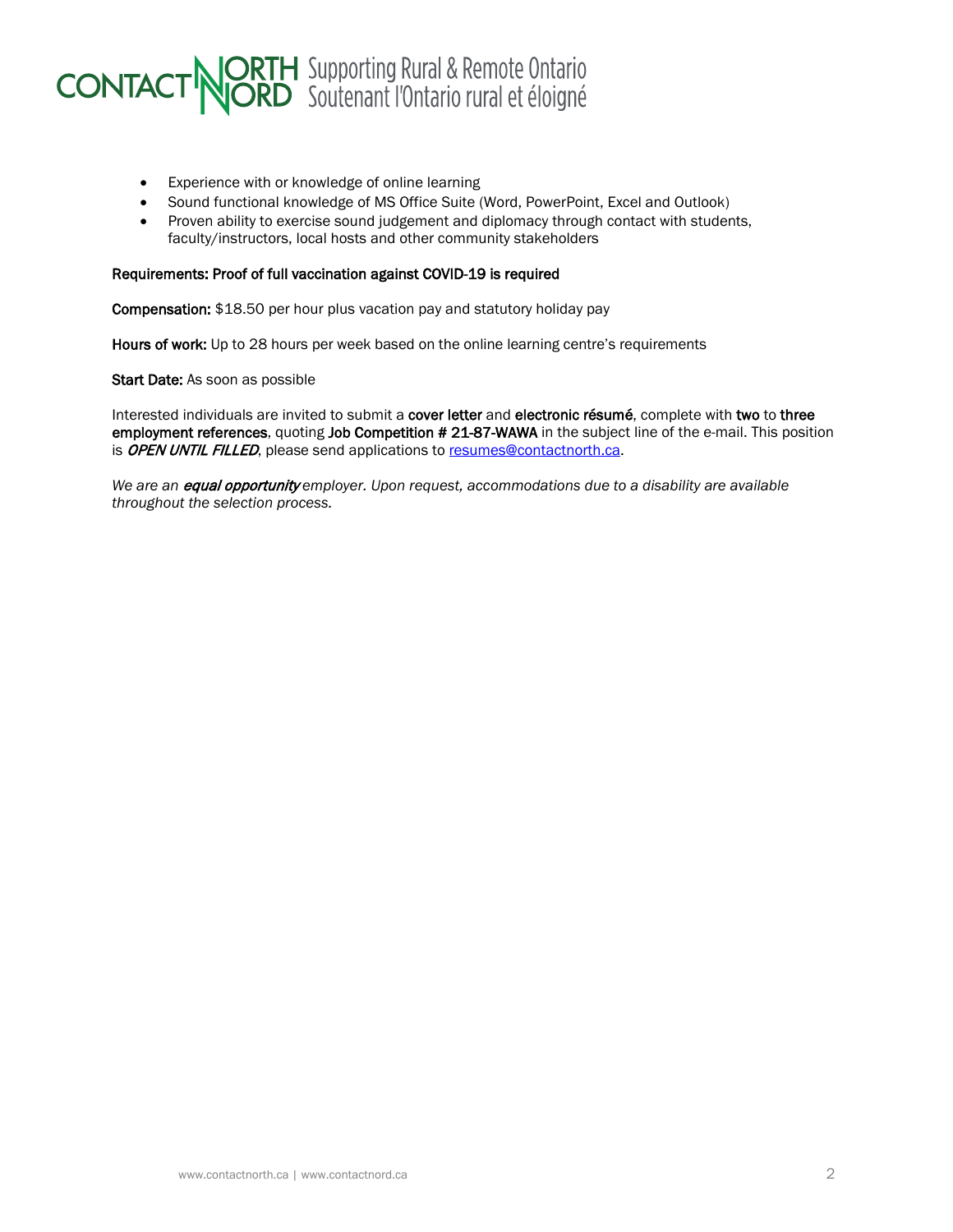- Experience with or knowledge of online learning
- Sound functional knowledge of MS Office Suite (Word, PowerPoint, Excel and Outlook)
- Proven ability to exercise sound judgement and diplomacy through contact with students, faculty/instructors, local hosts and other community stakeholders

**Requirements: Proof of full vaccination against COVID-19 is required**

**Compensation:** $18.50 per hour plus vacation pay and statutory holiday pay

**Hours of work:** Up to 28 hours per week based on the online learning centre's requirements

**Start Date:** As soon as possible

Interested individuals are invited to submit a **cover letter** and **electronic résumé**, complete with **two** to **three employment references**, quoting **Job Competition # 21-87-WAWA** in the subject line of the e-mail. This position is ***OPEN UNTIL FILLED***, please send applications to [resumes@contactnorth.ca](mailto:resumes@contactnorth.ca).

*We are an **equal opportunity** employer. Upon request, accommodations due to a disability are available throughout the selection process.*